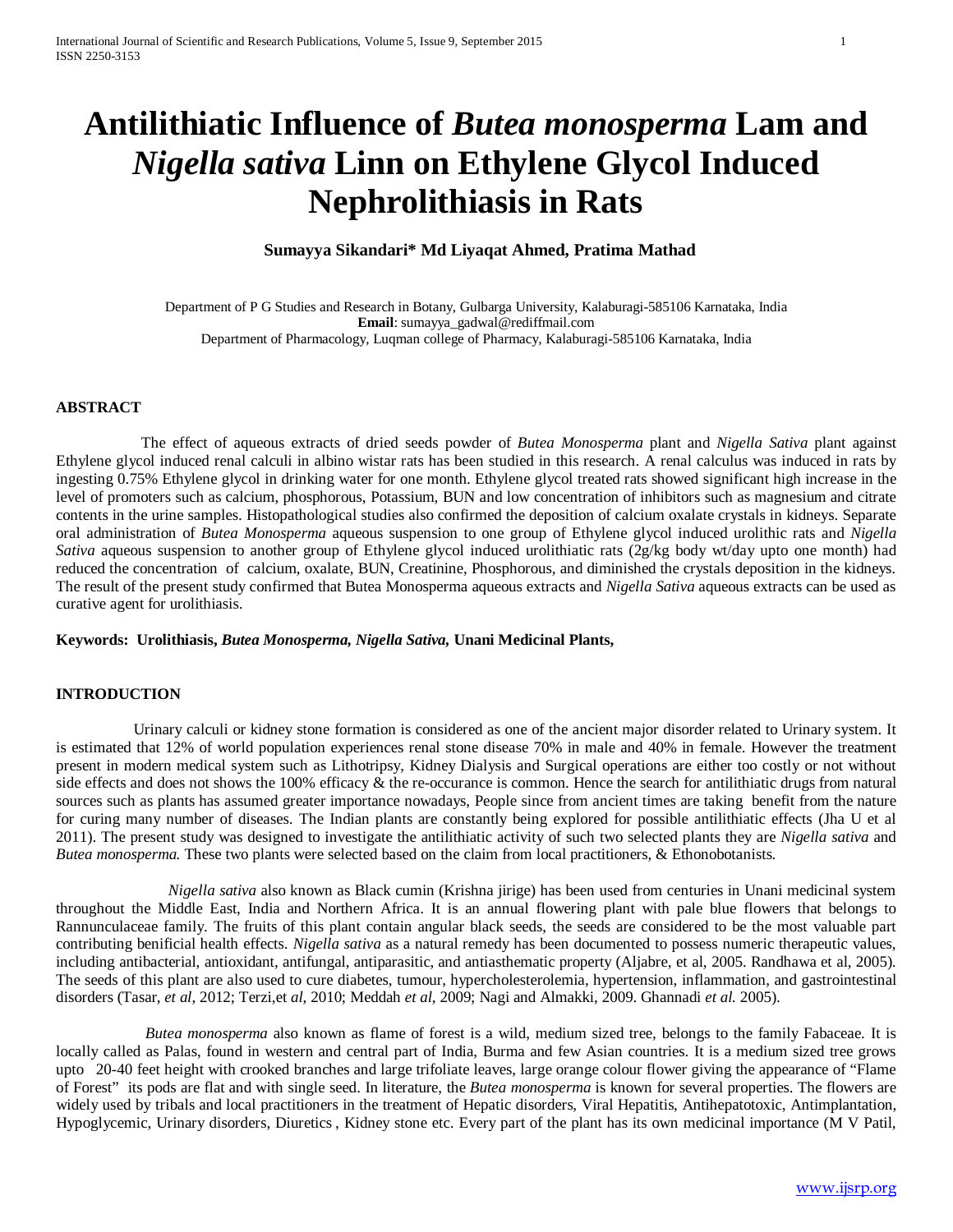# Antilithiatic Influence of *Butea monosperma* Lam and *Nigella sativa* Linn on Ethylene Glycol Induced Nephrolithiasis in Rats

**Sumayya Sikandari\* Md Liyaqat Ahmed, Pratima Mathad**

Department of P G Studies and Research in Botany, Gulbarga University, Kalaburagi-585106 Karnataka, India
**Email**: sumayya_gadwal@rediffmail.com
Department of Pharmacology, Luqman college of Pharmacy, Kalaburagi-585106 Karnataka, India

## ABSTRACT

The effect of aqueous extracts of dried seeds powder of *Butea Monosperma* plant and *Nigella Sativa* plant against Ethylene glycol induced renal calculi in albino wistar rats has been studied in this research. A renal calculus was induced in rats by ingesting 0.75% Ethylene glycol in drinking water for one month. Ethylene glycol treated rats showed significant high increase in the level of promoters such as calcium, phosphorous, Potassium, BUN and low concentration of inhibitors such as magnesium and citrate contents in the urine samples. Histopathological studies also confirmed the deposition of calcium oxalate crystals in kidneys. Separate oral administration of *Butea Monosperma* aqueous suspension to one group of Ethylene glycol induced urolithic rats and *Nigella Sativa* aqueous suspension to another group of Ethylene glycol induced urolithiatic rats (2g/kg body wt/day upto one month) had reduced the concentration of calcium, oxalate, BUN, Creatinine, Phosphorous, and diminished the crystals deposition in the kidneys. The result of the present study confirmed that Butea Monosperma aqueous extracts and *Nigella Sativa* aqueous extracts can be used as curative agent for urolithiasis.

**Keywords: Urolithiasis, *Butea Monosperma, Nigella Sativa,* Unani Medicinal Plants,**

## INTRODUCTION

Urinary calculi or kidney stone formation is considered as one of the ancient major disorder related to Urinary system. It is estimated that 12% of world population experiences renal stone disease 70% in male and 40% in female. However the treatment present in modern medical system such as Lithotripsy, Kidney Dialysis and Surgical operations are either too costly or not without side effects and does not shows the 100% efficacy & the re-occurance is common. Hence the search for antilithiatic drugs from natural sources such as plants has assumed greater importance nowadays, People since from ancient times are taking benefit from the nature for curing many number of diseases. The Indian plants are constantly being explored for possible antilithiatic effects (Jha U et al 2011). The present study was designed to investigate the antilithiatic activity of such two selected plants they are *Nigella sativa* and *Butea monosperma.* These two plants were selected based on the claim from local practitioners, & Ethonobotanists.

*Nigella sativa* also known as Black cumin (Krishna jirige) has been used from centuries in Unani medicinal system throughout the Middle East, India and Northern Africa. It is an annual flowering plant with pale blue flowers that belongs to Rannunculaceae family. The fruits of this plant contain angular black seeds, the seeds are considered to be the most valuable part contributing benificial health effects. *Nigella sativa* as a natural remedy has been documented to possess numeric therapeutic values, including antibacterial, antioxidant, antifungal, antiparasitic, and antiasthematic property (Aljabre, et al, 2005. Randhawa et al, 2005). The seeds of this plant are also used to cure diabetes, tumour, hypercholesterolemia, hypertension, inflammation, and gastrointestinal disorders (Tasar, *et al*, 2012; Terzi,et *al*, 2010; Meddah *et al*, 2009; Nagi and Almakki, 2009. Ghannadi *et al.* 2005).

*Butea monosperma* also known as flame of forest is a wild, medium sized tree, belongs to the family Fabaceae. It is locally called as Palas, found in western and central part of India, Burma and few Asian countries. It is a medium sized tree grows upto 20-40 feet height with crooked branches and large trifoliate leaves, large orange colour flower giving the appearance of "Flame of Forest" its pods are flat and with single seed. In literature, the *Butea monosperma* is known for several properties. The flowers are widely used by tribals and local practitioners in the treatment of Hepatic disorders, Viral Hepatitis, Antihepatotoxic, Antimplantation, Hypoglycemic, Urinary disorders, Diuretics , Kidney stone etc. Every part of the plant has its own medicinal importance (M V Patil,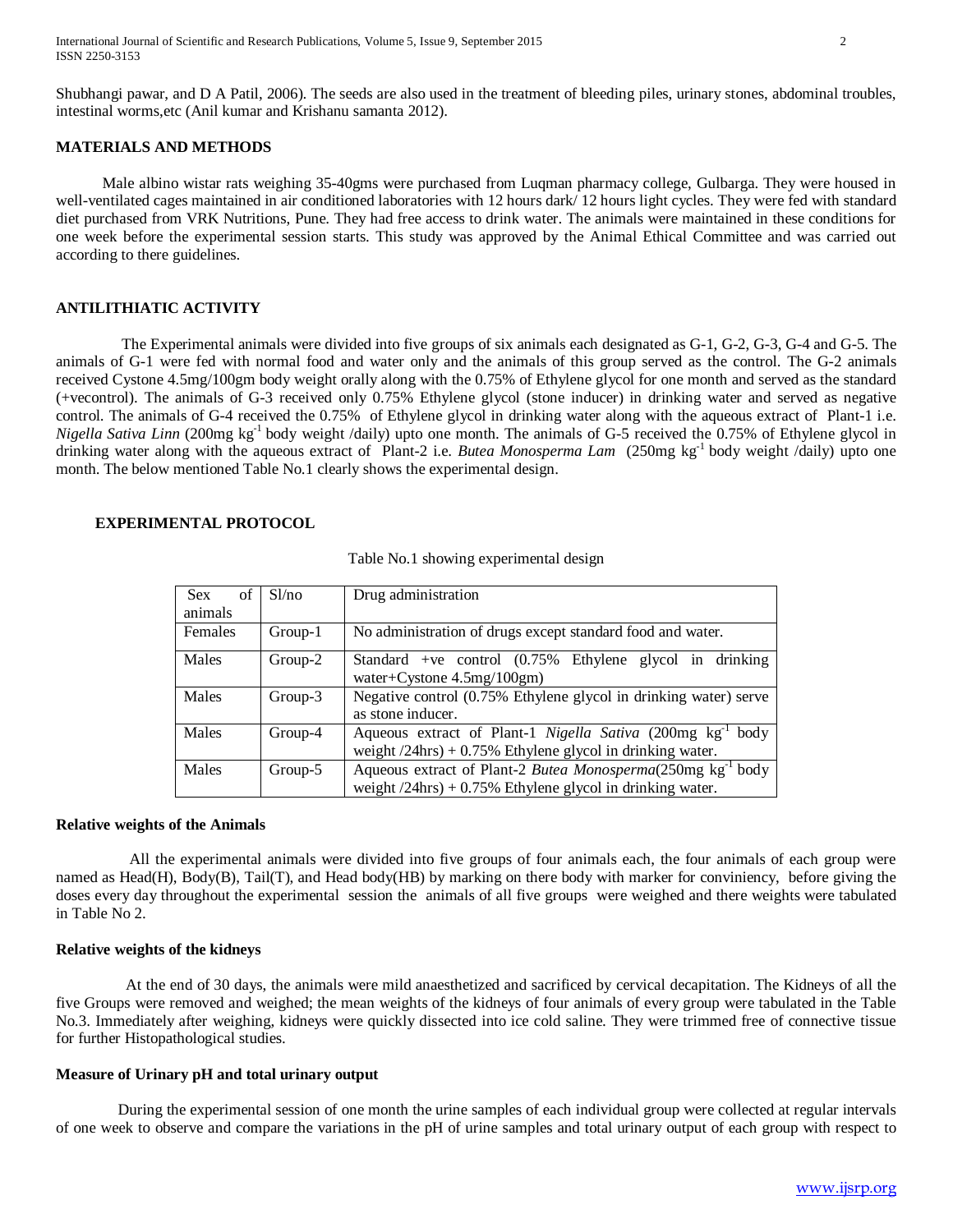Shubhangi pawar, and D A Patil, 2006). The seeds are also used in the treatment of bleeding piles, urinary stones, abdominal troubles, intestinal worms,etc (Anil kumar and Krishanu samanta 2012).

## MATERIALS AND METHODS

Male albino wistar rats weighing 35-40gms were purchased from Luqman pharmacy college, Gulbarga. They were housed in well-ventilated cages maintained in air conditioned laboratories with 12 hours dark/ 12 hours light cycles. They were fed with standard diet purchased from VRK Nutritions, Pune. They had free access to drink water. The animals were maintained in these conditions for one week before the experimental session starts. This study was approved by the Animal Ethical Committee and was carried out according to there guidelines.

## ANTILITHIATIC ACTIVITY

The Experimental animals were divided into five groups of six animals each designated as G-1, G-2, G-3, G-4 and G-5. The animals of G-1 were fed with normal food and water only and the animals of this group served as the control. The G-2 animals received Cystone 4.5mg/100gm body weight orally along with the 0.75% of Ethylene glycol for one month and served as the standard (+vecontrol). The animals of G-3 received only 0.75% Ethylene glycol (stone inducer) in drinking water and served as negative control. The animals of G-4 received the 0.75% of Ethylene glycol in drinking water along with the aqueous extract of Plant-1 i.e. *Nigella Sativa Linn* (200mg $kg^{-1}$ body weight /daily) upto one month. The animals of G-5 received the 0.75% of Ethylene glycol in drinking water along with the aqueous extract of Plant-2 i.e. *Butea Monosperma Lam* (250mg $kg^{-1}$ body weight /daily) upto one month. The below mentioned Table No.1 clearly shows the experimental design.

## EXPERIMENTAL PROTOCOL

Table No.1 showing experimental design

| Sex of animals | Sl/no | Drug administration |
|---|---|---|
| Females | Group-1 | No administration of drugs except standard food and water. |
| Males | Group-2 | Standard +ve control (0.75% Ethylene glycol in drinking water+Cystone 4.5mg/100gm) |
| Males | Group-3 | Negative control (0.75% Ethylene glycol in drinking water) serve as stone inducer. |
| Males | Group-4 | Aqueous extract of Plant-1 *Nigella Sativa* (200mg $kg^{-1}$ body weight /24hrs) + 0.75% Ethylene glycol in drinking water. |
| Males | Group-5 | Aqueous extract of Plant-2 *Butea Monosperma*(250mg $kg^{-1}$ body weight /24hrs) + 0.75% Ethylene glycol in drinking water. |

### Relative weights of the Animals

All the experimental animals were divided into five groups of four animals each, the four animals of each group were named as Head(H), Body(B), Tail(T), and Head body(HB) by marking on there body with marker for conviniency, before giving the doses every day throughout the experimental session the animals of all five groups were weighed and there weights were tabulated in Table No 2.

### Relative weights of the kidneys

At the end of 30 days, the animals were mild anaesthetized and sacrificed by cervical decapitation. The Kidneys of all the five Groups were removed and weighed; the mean weights of the kidneys of four animals of every group were tabulated in the Table No.3. Immediately after weighing, kidneys were quickly dissected into ice cold saline. They were trimmed free of connective tissue for further Histopathological studies.

### Measure of Urinary pH and total urinary output

During the experimental session of one month the urine samples of each individual group were collected at regular intervals of one week to observe and compare the variations in the pH of urine samples and total urinary output of each group with respect to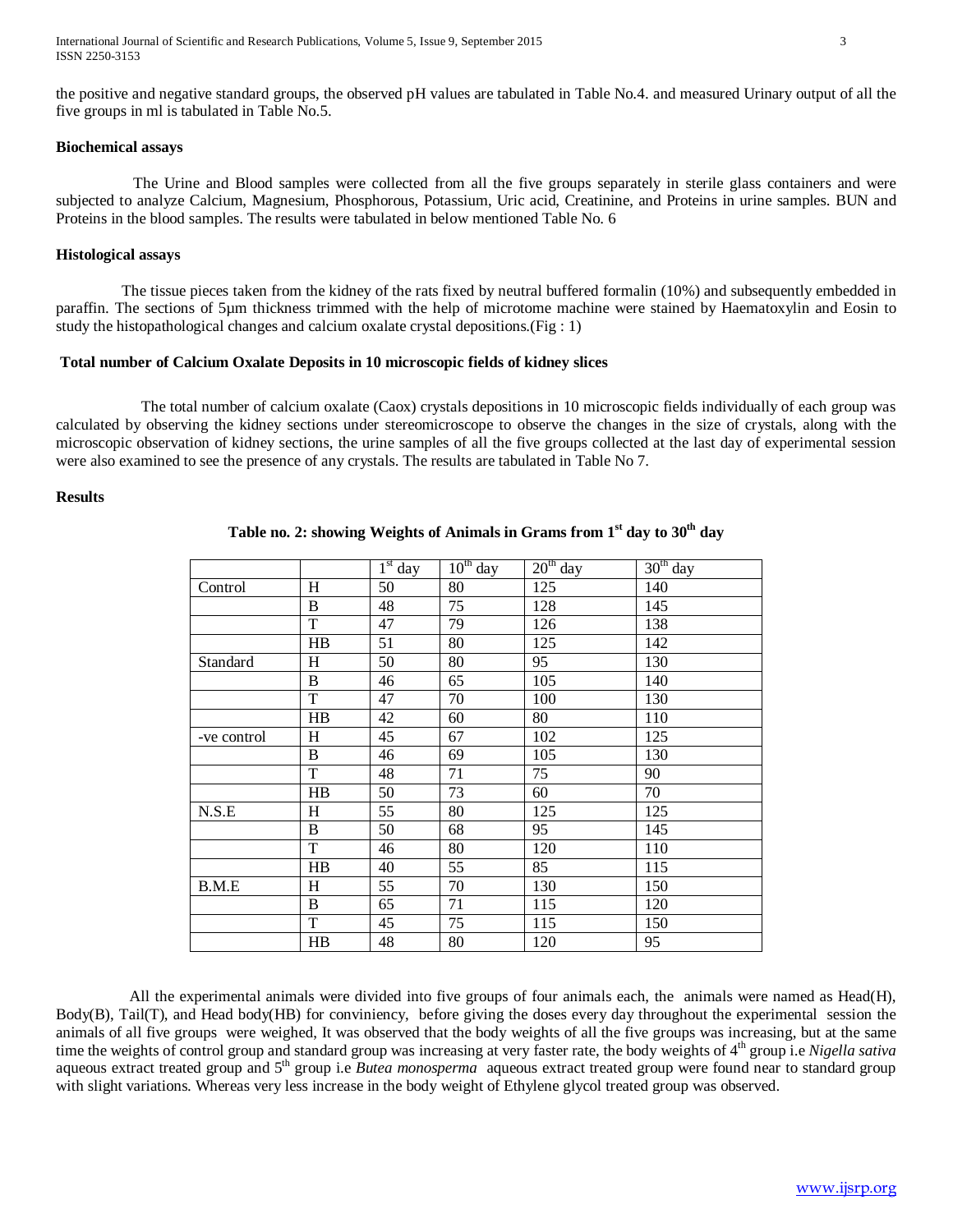the positive and negative standard groups, the observed pH values are tabulated in Table No.4. and measured Urinary output of all the five groups in ml is tabulated in Table No.5.

**Biochemical assays**

The Urine and Blood samples were collected from all the five groups separately in sterile glass containers and were subjected to analyze Calcium, Magnesium, Phosphorous, Potassium, Uric acid, Creatinine, and Proteins in urine samples. BUN and Proteins in the blood samples. The results were tabulated in below mentioned Table No. 6

**Histological assays**

The tissue pieces taken from the kidney of the rats fixed by neutral buffered formalin (10%) and subsequently embedded in paraffin. The sections of 5µm thickness trimmed with the help of microtome machine were stained by Haematoxylin and Eosin to study the histopathological changes and calcium oxalate crystal depositions.(Fig : 1)

**Total number of Calcium Oxalate Deposits in 10 microscopic fields of kidney slices**

The total number of calcium oxalate (Caox) crystals depositions in 10 microscopic fields individually of each group was calculated by observing the kidney sections under stereomicroscope to observe the changes in the size of crystals, along with the microscopic observation of kidney sections, the urine samples of all the five groups collected at the last day of experimental session were also examined to see the presence of any crystals. The results are tabulated in Table No 7.

**Results**

**Table no. 2: showing Weights of Animals in Grams from 1st day to 30th day**

| | | 1st day | 10th day | 20th day | 30th day |
|---|---|---|---|---|---|
| Control | H | 50 | 80 | 125 | 140 |
| | B | 48 | 75 | 128 | 145 |
| | T | 47 | 79 | 126 | 138 |
| | HB | 51 | 80 | 125 | 142 |
| Standard | H | 50 | 80 | 95 | 130 |
| | B | 46 | 65 | 105 | 140 |
| | T | 47 | 70 | 100 | 130 |
| | HB | 42 | 60 | 80 | 110 |
| -ve control | H | 45 | 67 | 102 | 125 |
| | B | 46 | 69 | 105 | 130 |
| | T | 48 | 71 | 75 | 90 |
| | HB | 50 | 73 | 60 | 70 |
| N.S.E | H | 55 | 80 | 125 | 125 |
| | B | 50 | 68 | 95 | 145 |
| | T | 46 | 80 | 120 | 110 |
| | HB | 40 | 55 | 85 | 115 |
| B.M.E | H | 55 | 70 | 130 | 150 |
| | B | 65 | 71 | 115 | 120 |
| | T | 45 | 75 | 115 | 150 |
| | HB | 48 | 80 | 120 | 95 |

All the experimental animals were divided into five groups of four animals each, the animals were named as Head(H), Body(B), Tail(T), and Head body(HB) for conviniency, before giving the doses every day throughout the experimental session the animals of all five groups were weighed, It was observed that the body weights of all the five groups was increasing, but at the same time the weights of control group and standard group was increasing at very faster rate, the body weights of 4th group i.e *Nigella sativa* aqueous extract treated group and 5th group i.e *Butea monosperma* aqueous extract treated group were found near to standard group with slight variations. Whereas very less increase in the body weight of Ethylene glycol treated group was observed.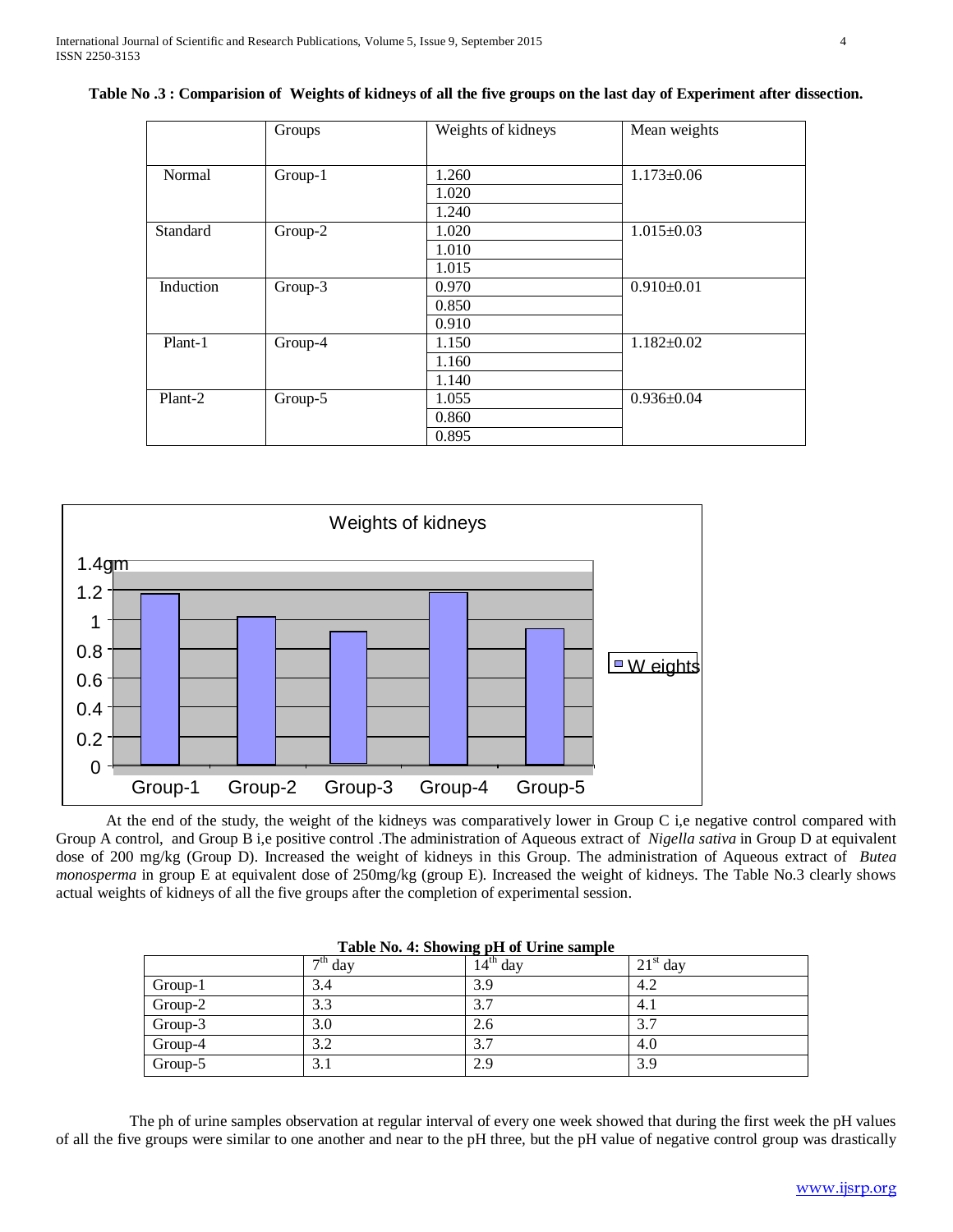**Table No .3 : Comparision of Weights of kidneys of all the five groups on the last day of Experiment after dissection.**

| | Groups | Weights of kidneys | Mean weights |
|---|---|---|---|
| Normal | Group-1 | 1.260 | 1.173±0.06 |
| | | 1.020 | |
| | | 1.240 | |
| Standard | Group-2 | 1.020 | 1.015±0.03 |
| | | 1.010 | |
| | | 1.015 | |
| Induction | Group-3 | 0.970 | 0.910±0.01 |
| | | 0.850 | |
| | | 0.910 | |
| Plant-1 | Group-4 | 1.150 | 1.182±0.02 |
| | | 1.160 | |
| | | 1.140 | |
| Plant-2 | Group-5 | 1.055 | 0.936±0.04 |
| | | 0.860 | |
| | | 0.895 | |

At the end of the study, the weight of the kidneys was comparatively lower in Group C i,e negative control compared with Group A control, and Group B i,e positive control .The administration of Aqueous extract of *Nigella sativa* in Group D at equivalent dose of 200 mg/kg (Group D). Increased the weight of kidneys in this Group. The administration of Aqueous extract of *Butea monosperma* in group E at equivalent dose of 250mg/kg (group E). Increased the weight of kidneys. The Table No.3 clearly shows actual weights of kidneys of all the five groups after the completion of experimental session.

**Table No. 4: Showing pH of Urine sample**

| | 7th day | 14th day | 21st day |
|---|---|---|---|
| Group-1 | 3.4 | 3.9 | 4.2 |
| Group-2 | 3.3 | 3.7 | 4.1 |
| Group-3 | 3.0 | 2.6 | 3.7 |
| Group-4 | 3.2 | 3.7 | 4.0 |
| Group-5 | 3.1 | 2.9 | 3.9 |

The ph of urine samples observation at regular interval of every one week showed that during the first week the pH values of all the five groups were similar to one another and near to the pH three, but the pH value of negative control group was drastically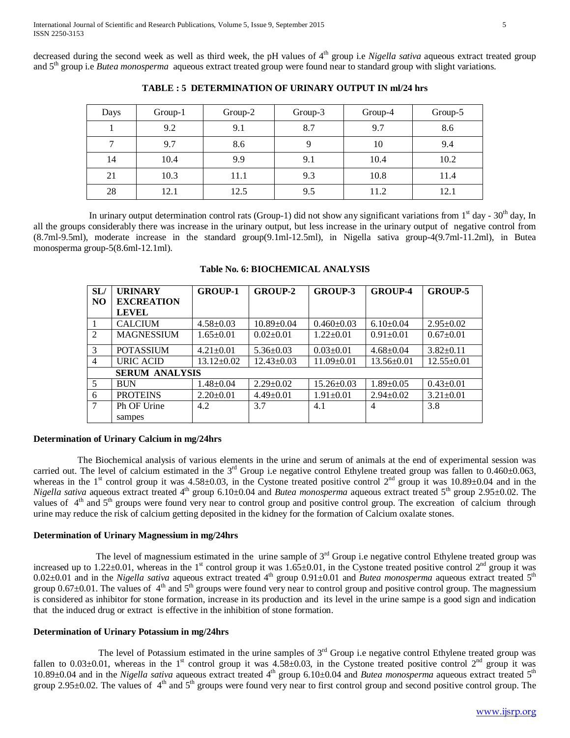decreased during the second week as well as third week, the pH values of 4[th] group i.e *Nigella sativa* aqueous extract treated group and 5[th] group i.e *Butea monosperma* aqueous extract treated group were found near to standard group with slight variations.

**TABLE : 5 DETERMINATION OF URINARY OUTPUT IN ml/24 hrs**

| Days | Group-1 | Group-2 | Group-3 | Group-4 | Group-5 |
|---|---|---|---|---|---|
| 1 | 9.2 | 9.1 | 8.7 | 9.7 | 8.6 |
| 7 | 9.7 | 8.6 | 9 | 10 | 9.4 |
| 14 | 10.4 | 9.9 | 9.1 | 10.4 | 10.2 |
| 21 | 10.3 | 11.1 | 9.3 | 10.8 | 11.4 |
| 28 | 12.1 | 12.5 | 9.5 | 11.2 | 12.1 |

In urinary output determination control rats (Group-1) did not show any significant variations from 1[st] day - 30[th] day, In all the groups considerably there was increase in the urinary output, but less increase in the urinary output of negative control from (8.7ml-9.5ml), moderate increase in the standard group(9.1ml-12.5ml), in Nigella sativa group-4(9.7ml-11.2ml), in Butea monosperma group-5(8.6ml-12.1ml).

**Table No. 6: BIOCHEMICAL ANALYSIS**

| SL/ NO | URINARY EXCREATION LEVEL | GROUP-1 | GROUP-2 | GROUP-3 | GROUP-4 | GROUP-5 |
|---|---|---|---|---|---|---|
| 1 | CALCIUM | 4.58±0.03 | 10.89±0.04 | 0.460±0.03 | 6.10±0.04 | 2.95±0.02 |
| 2 | MAGNESSIUM | 1.65±0.01 | 0.02±0.01 | 1.22±0.01 | 0.91±0.01 | 0.67±0.01 |
| 3 | POTASSIUM | 4.21±0.01 | 5.36±0.03 | 0.03±0.01 | 4.68±0.04 | 3.82±0.11 |
| 4 | URIC ACID | 13.12±0.02 | 12.43±0.03 | 11.09±0.01 | 13.56±0.01 | 12.55±0.01 |
| | **SERUM ANALYSIS** | | | | | |
| 5 | BUN | 1.48±0.04 | 2.29±0.02 | 15.26±0.03 | 1.89±0.05 | 0.43±0.01 |
| 6 | PROTEINS | 2.20±0.01 | 4.49±0.01 | 1.91±0.01 | 2.94±0.02 | 3.21±0.01 |
| 7 | Ph OF Urine sampes | 4.2 | 3.7 | 4.1 | 4 | 3.8 |

### Determination of Urinary Calcium in mg/24hrs

The Biochemical analysis of various elements in the urine and serum of animals at the end of experimental session was carried out. The level of calcium estimated in the 3[rd] Group i.e negative control Ethylene treated group was fallen to 0.460±0.063, whereas in the 1[st] control group it was 4.58±0.03, in the Cystone treated positive control 2[nd] group it was 10.89±0.04 and in the *Nigella sativa* aqueous extract treated 4[th] group 6.10±0.04 and *Butea monosperma* aqueous extract treated 5[th] group 2.95±0.02. The values of 4[th] and 5[th] groups were found very near to control group and positive control group. The excreation of calcium through urine may reduce the risk of calcium getting deposited in the kidney for the formation of Calcium oxalate stones.

### Determination of Urinary Magnessium in mg/24hrs

The level of magnessium estimated in the urine sample of 3[rd] Group i.e negative control Ethylene treated group was increased up to 1.22±0.01, whereas in the 1[st] control group it was 1.65±0.01, in the Cystone treated positive control 2[nd] group it was 0.02±0.01 and in the *Nigella sativa* aqueous extract treated 4[th] group 0.91±0.01 and *Butea monosperma* aqueous extract treated 5[th] group 0.67±0.01. The values of 4[th] and 5[th] groups were found very near to control group and positive control group. The magnessium is considered as inhibitor for stone formation, increase in its production and its level in the urine sampe is a good sign and indication that the induced drug or extract is effective in the inhibition of stone formation.

### Determination of Urinary Potassium in mg/24hrs

The level of Potassium estimated in the urine samples of 3[rd] Group i.e negative control Ethylene treated group was fallen to 0.03±0.01, whereas in the 1[st] control group it was 4.58±0.03, in the Cystone treated positive control 2[nd] group it was 10.89±0.04 and in the *Nigella sativa* aqueous extract treated 4[th] group 6.10±0.04 and *Butea monosperma* aqueous extract treated 5[th] group 2.95±0.02. The values of 4[th] and 5[th] groups were found very near to first control group and second positive control group. The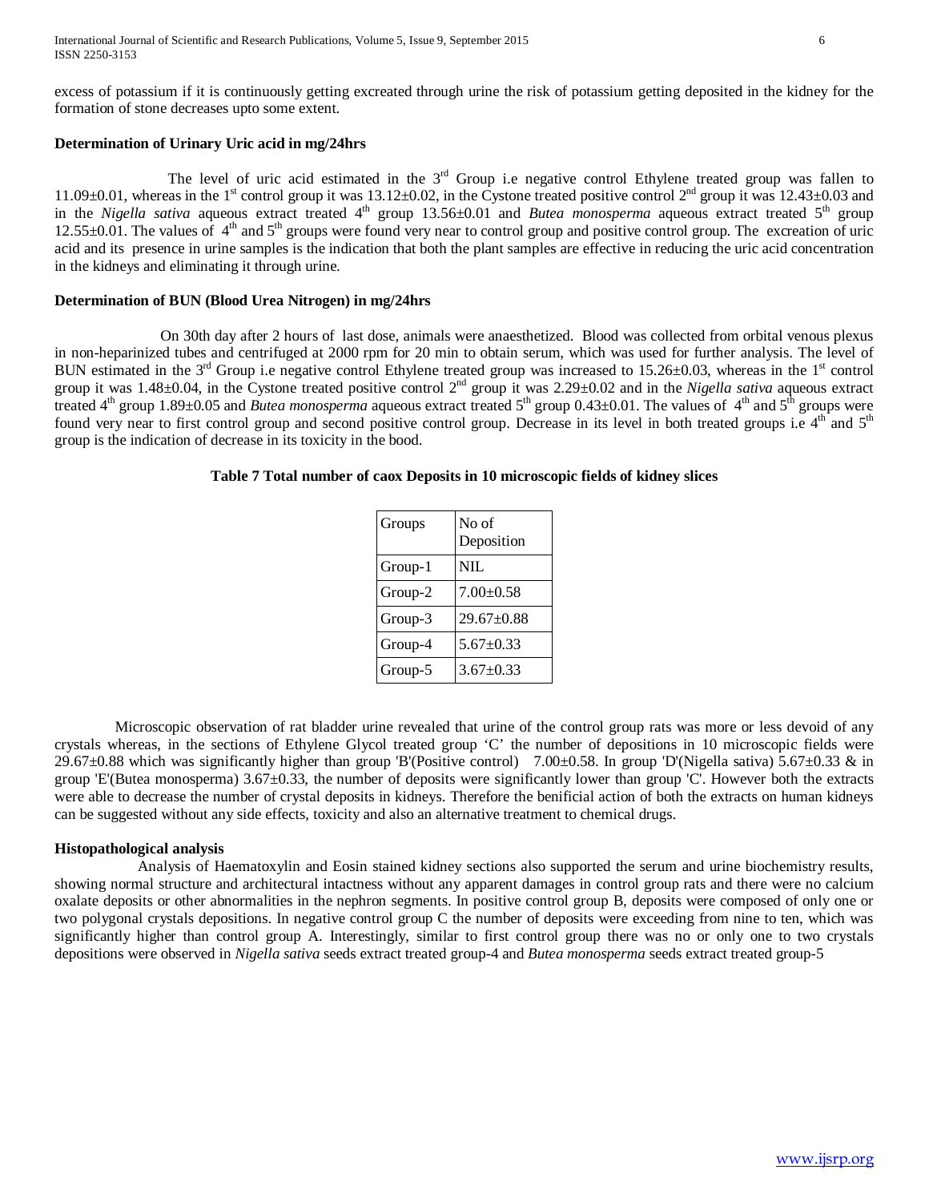excess of potassium if it is continuously getting excreated through urine the risk of potassium getting deposited in the kidney for the formation of stone decreases upto some extent.

**Determination of Urinary Uric acid in mg/24hrs**

The level of uric acid estimated in the 3rd Group i.e negative control Ethylene treated group was fallen to 11.09±0.01, whereas in the 1st control group it was 13.12±0.02, in the Cystone treated positive control 2nd group it was 12.43±0.03 and in the *Nigella sativa* aqueous extract treated 4th group 13.56±0.01 and *Butea monosperma* aqueous extract treated 5th group 12.55±0.01. The values of 4th and 5th groups were found very near to control group and positive control group. The excreation of uric acid and its presence in urine samples is the indication that both the plant samples are effective in reducing the uric acid concentration in the kidneys and eliminating it through urine.

**Determination of BUN (Blood Urea Nitrogen) in mg/24hrs**

On 30th day after 2 hours of last dose, animals were anaesthetized. Blood was collected from orbital venous plexus in non-heparinized tubes and centrifuged at 2000 rpm for 20 min to obtain serum, which was used for further analysis. The level of BUN estimated in the 3rd Group i.e negative control Ethylene treated group was increased to 15.26±0.03, whereas in the 1st control group it was 1.48±0.04, in the Cystone treated positive control 2nd group it was 2.29±0.02 and in the *Nigella sativa* aqueous extract treated 4th group 1.89±0.05 and *Butea monosperma* aqueous extract treated 5th group 0.43±0.01. The values of 4th and 5th groups were found very near to first control group and second positive control group. Decrease in its level in both treated groups i.e 4th and 5th group is the indication of decrease in its toxicity in the bood.

**Table 7 Total number of caox Deposits in 10 microscopic fields of kidney slices**

| Groups | No of Deposition |
|---|---|
| Group-1 | NIL |
| Group-2 | 7.00±0.58 |
| Group-3 | 29.67±0.88 |
| Group-4 | 5.67±0.33 |
| Group-5 | 3.67±0.33 |

Microscopic observation of rat bladder urine revealed that urine of the control group rats was more or less devoid of any crystals whereas, in the sections of Ethylene Glycol treated group 'C' the number of depositions in 10 microscopic fields were 29.67±0.88 which was significantly higher than group 'B'(Positive control) 7.00±0.58. In group 'D'(Nigella sativa) 5.67±0.33 & in group 'E'(Butea monosperma) 3.67±0.33, the number of deposits were significantly lower than group 'C'. However both the extracts were able to decrease the number of crystal deposits in kidneys. Therefore the benificial action of both the extracts on human kidneys can be suggested without any side effects, toxicity and also an alternative treatment to chemical drugs.

**Histopathological analysis**

Analysis of Haematoxylin and Eosin stained kidney sections also supported the serum and urine biochemistry results, showing normal structure and architectural intactness without any apparent damages in control group rats and there were no calcium oxalate deposits or other abnormalities in the nephron segments. In positive control group B, deposits were composed of only one or two polygonal crystals depositions. In negative control group C the number of deposits were exceeding from nine to ten, which was significantly higher than control group A. Interestingly, similar to first control group there was no or only one to two crystals depositions were observed in *Nigella sativa* seeds extract treated group-4 and *Butea monosperma* seeds extract treated group-5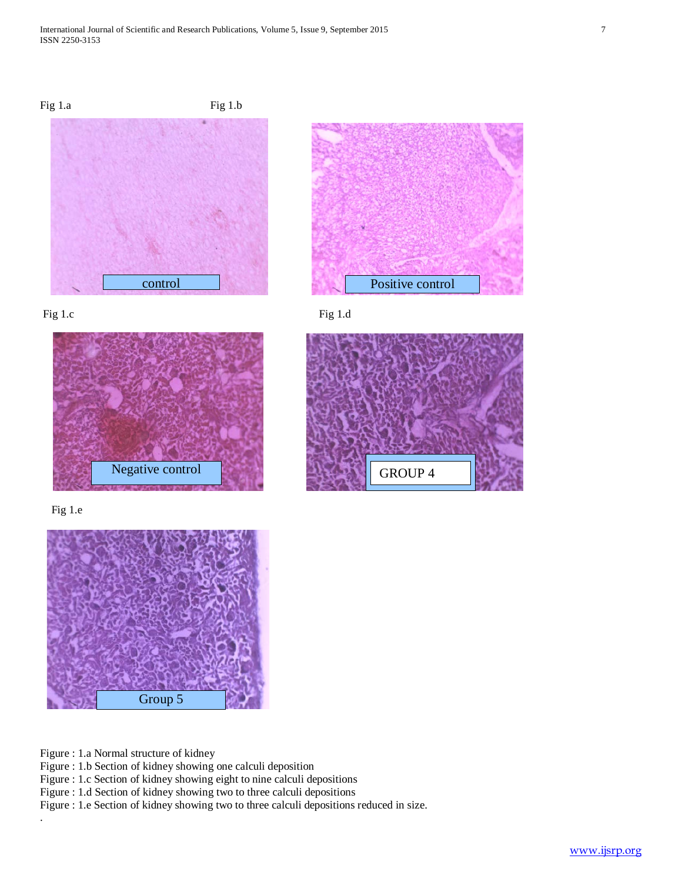Fig 1.a

Fig 1.b

Fig 1.c

Fig 1.d

Fig 1.e

Figure : 1.a Normal structure of kidney
Figure : 1.b Section of kidney showing one calculi deposition
Figure : 1.c Section of kidney showing eight to nine calculi depositions
Figure : 1.d Section of kidney showing two to three calculi depositions
Figure : 1.e Section of kidney showing two to three calculi depositions reduced in size.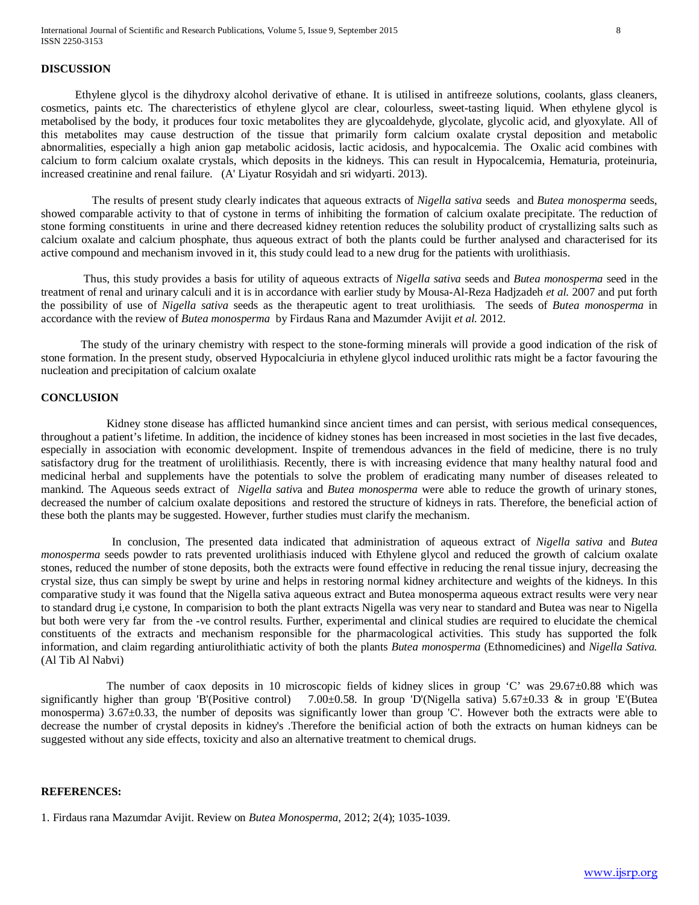## DISCUSSION

Ethylene glycol is the dihydroxy alcohol derivative of ethane. It is utilised in antifreeze solutions, coolants, glass cleaners, cosmetics, paints etc. The charecteristics of ethylene glycol are clear, colourless, sweet-tasting liquid. When ethylene glycol is metabolised by the body, it produces four toxic metabolites they are glycoaldehyde, glycolate, glycolic acid, and glyoxylate. All of this metabolites may cause destruction of the tissue that primarily form calcium oxalate crystal deposition and metabolic abnormalities, especially a high anion gap metabolic acidosis, lactic acidosis, and hypocalcemia. The Oxalic acid combines with calcium to form calcium oxalate crystals, which deposits in the kidneys. This can result in Hypocalcemia, Hematuria, proteinuria, increased creatinine and renal failure. (A' Liyatur Rosyidah and sri widyarti. 2013).

The results of present study clearly indicates that aqueous extracts of *Nigella sativa* seeds and *Butea monosperma* seeds, showed comparable activity to that of cystone in terms of inhibiting the formation of calcium oxalate precipitate. The reduction of stone forming constituents in urine and there decreased kidney retention reduces the solubility product of crystallizing salts such as calcium oxalate and calcium phosphate, thus aqueous extract of both the plants could be further analysed and characterised for its active compound and mechanism invoved in it, this study could lead to a new drug for the patients with urolithiasis.

Thus, this study provides a basis for utility of aqueous extracts of *Nigella sativa* seeds and *Butea monosperma* seed in the treatment of renal and urinary calculi and it is in accordance with earlier study by Mousa-Al-Reza Hadjzadeh *et al.* 2007 and put forth the possibility of use of *Nigella sativa* seeds as the therapeutic agent to treat urolithiasis. The seeds of *Butea monosperma* in accordance with the review of *Butea monosperma* by Firdaus Rana and Mazumder Avijit *et al.* 2012.

The study of the urinary chemistry with respect to the stone-forming minerals will provide a good indication of the risk of stone formation. In the present study, observed Hypocalciuria in ethylene glycol induced urolithic rats might be a factor favouring the nucleation and precipitation of calcium oxalate

## CONCLUSION

Kidney stone disease has afflicted humankind since ancient times and can persist, with serious medical consequences, throughout a patient's lifetime. In addition, the incidence of kidney stones has been increased in most societies in the last five decades, especially in association with economic development. Inspite of tremendous advances in the field of medicine, there is no truly satisfactory drug for the treatment of urolilithiasis. Recently, there is with increasing evidence that many healthy natural food and medicinal herbal and supplements have the potentials to solve the problem of eradicating many number of diseases releated to mankind. The Aqueous seeds extract of *Nigella sativa* and *Butea monosperma* were able to reduce the growth of urinary stones, decreased the number of calcium oxalate depositions and restored the structure of kidneys in rats. Therefore, the beneficial action of these both the plants may be suggested. However, further studies must clarify the mechanism.

In conclusion, The presented data indicated that administration of aqueous extract of *Nigella sativa* and *Butea monosperma* seeds powder to rats prevented urolithiasis induced with Ethylene glycol and reduced the growth of calcium oxalate stones, reduced the number of stone deposits, both the extracts were found effective in reducing the renal tissue injury, decreasing the crystal size, thus can simply be swept by urine and helps in restoring normal kidney architecture and weights of the kidneys. In this comparative study it was found that the Nigella sativa aqueous extract and Butea monosperma aqueous extract results were very near to standard drug i,e cystone, In comparision to both the plant extracts Nigella was very near to standard and Butea was near to Nigella but both were very far from the -ve control results. Further, experimental and clinical studies are required to elucidate the chemical constituents of the extracts and mechanism responsible for the pharmacological activities. This study has supported the folk information, and claim regarding antiurolithiatic activity of both the plants *Butea monosperma* (Ethnomedicines) and *Nigella Sativa.* (Al Tib Al Nabvi)

The number of caox deposits in 10 microscopic fields of kidney slices in group 'C' was 29.67±0.88 which was significantly higher than group 'B'(Positive control) 7.00±0.58. In group 'D'(Nigella sativa) 5.67±0.33 & in group 'E'(Butea monosperma) 3.67±0.33, the number of deposits was significantly lower than group 'C'. However both the extracts were able to decrease the number of crystal deposits in kidney's .Therefore the benificial action of both the extracts on human kidneys can be suggested without any side effects, toxicity and also an alternative treatment to chemical drugs.

## REFERENCES:

1. Firdaus rana Mazumdar Avijit. Review on *Butea Monosperma*, 2012; 2(4); 1035-1039.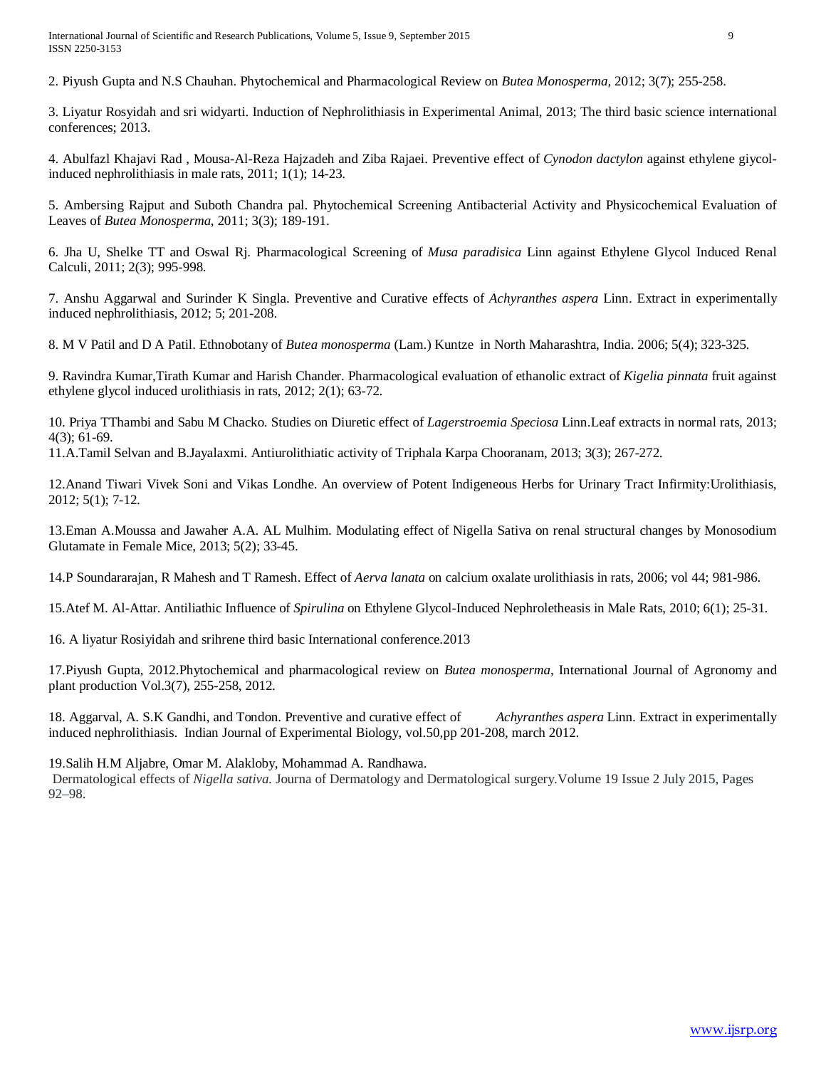2. Piyush Gupta and N.S Chauhan. Phytochemical and Pharmacological Review on *Butea Monosperma*, 2012; 3(7); 255-258.

3. Liyatur Rosyidah and sri widyarti. Induction of Nephrolithiasis in Experimental Animal, 2013; The third basic science international conferences; 2013.

4. Abulfazl Khajavi Rad , Mousa-Al-Reza Hajzadeh and Ziba Rajaei. Preventive effect of *Cynodon dactylon* against ethylene giycol-induced nephrolithiasis in male rats, 2011; 1(1); 14-23.

5. Ambersing Rajput and Suboth Chandra pal. Phytochemical Screening Antibacterial Activity and Physicochemical Evaluation of Leaves of *Butea Monosperma*, 2011; 3(3); 189-191.

6. Jha U, Shelke TT and Oswal Rj. Pharmacological Screening of *Musa paradisica* Linn against Ethylene Glycol Induced Renal Calculi, 2011; 2(3); 995-998.

7. Anshu Aggarwal and Surinder K Singla. Preventive and Curative effects of *Achyranthes aspera* Linn. Extract in experimentally induced nephrolithiasis, 2012; 5; 201-208.

8. M V Patil and D A Patil. Ethnobotany of *Butea monosperma* (Lam.) Kuntze in North Maharashtra, India. 2006; 5(4); 323-325.

9. Ravindra Kumar,Tirath Kumar and Harish Chander. Pharmacological evaluation of ethanolic extract of *Kigelia pinnata* fruit against ethylene glycol induced urolithiasis in rats, 2012; 2(1); 63-72.

10. Priya TThambi and Sabu M Chacko. Studies on Diuretic effect of *Lagerstroemia Speciosa* Linn.Leaf extracts in normal rats, 2013; 4(3); 61-69.

11.A.Tamil Selvan and B.Jayalaxmi. Antiurolithiatic activity of Triphala Karpa Chooranam, 2013; 3(3); 267-272.

12.Anand Tiwari Vivek Soni and Vikas Londhe. An overview of Potent Indigeneous Herbs for Urinary Tract Infirmity:Urolithiasis, 2012; 5(1); 7-12.

13.Eman A.Moussa and Jawaher A.A. AL Mulhim. Modulating effect of Nigella Sativa on renal structural changes by Monosodium Glutamate in Female Mice, 2013; 5(2); 33-45.

14.P Soundararajan, R Mahesh and T Ramesh. Effect of *Aerva lanata* on calcium oxalate urolithiasis in rats, 2006; vol 44; 981-986.

15.Atef M. Al-Attar. Antiliathic Influence of *Spirulina* on Ethylene Glycol-Induced Nephroletheasis in Male Rats, 2010; 6(1); 25-31.

16. A liyatur Rosiyidah and srihrene third basic International conference.2013

17.Piyush Gupta, 2012.Phytochemical and pharmacological review on *Butea monosperma*, International Journal of Agronomy and plant production Vol.3(7), 255-258, 2012.

18. Aggarval, A. S.K Gandhi, and Tondon. Preventive and curative effect of *Achyranthes aspera* Linn. Extract in experimentally induced nephrolithiasis. Indian Journal of Experimental Biology, vol.50,pp 201-208, march 2012.

19.Salih H.M Aljabre, Omar M. Alakloby, Mohammad A. Randhawa.
Dermatological effects of *Nigella sativa.* Journa of Dermatology and Dermatological surgery.Volume 19 Issue 2 July 2015, Pages 92–98.